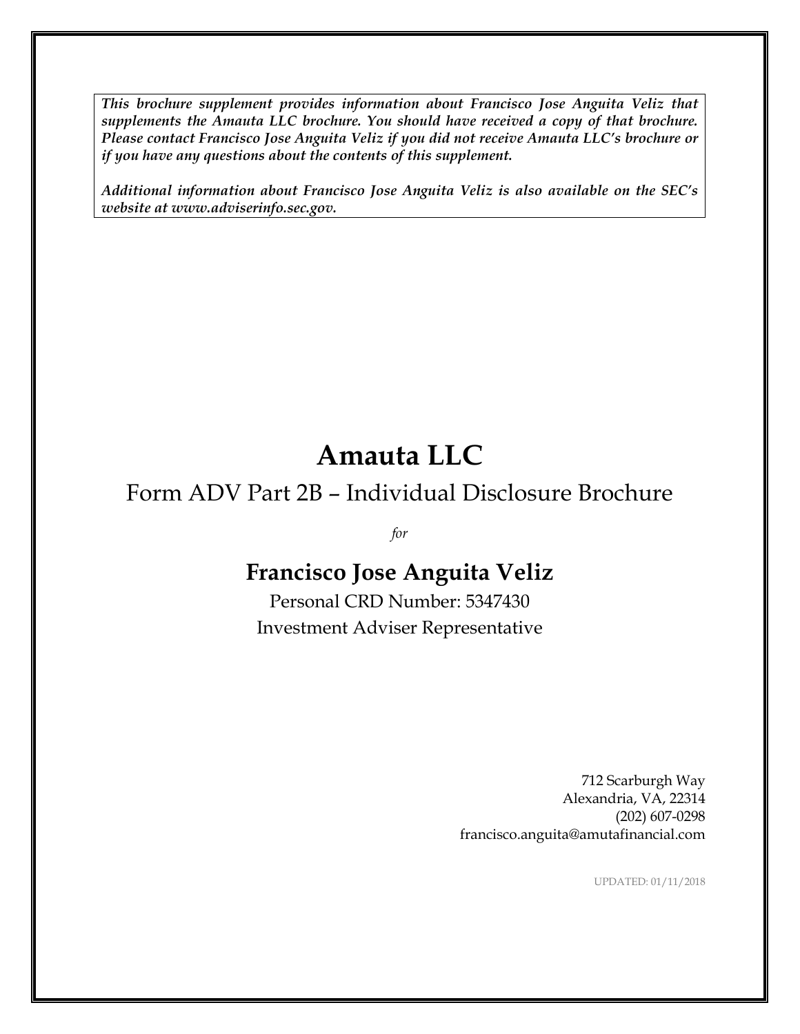***This brochure supplement provides information about Francisco Jose Anguita Veliz that supplements the Amauta LLC brochure. You should have received a copy of that brochure. Please contact Francisco Jose Anguita Veliz if you did not receive Amauta LLC's brochure or if you have any questions about the contents of this supplement.***

***Additional information about Francisco Jose Anguita Veliz is also available on the SEC's website at www.adviserinfo.sec.gov.***

# Amauta LLC

## Form ADV Part 2B – Individual Disclosure Brochure

*for*

## Francisco Jose Anguita Veliz

Personal CRD Number: 5347430

Investment Adviser Representative

712 Scarburgh Way
Alexandria, VA, 22314
(202) 607-0298
francisco.anguita@amutafinancial.com

UPDATED: 01/11/2018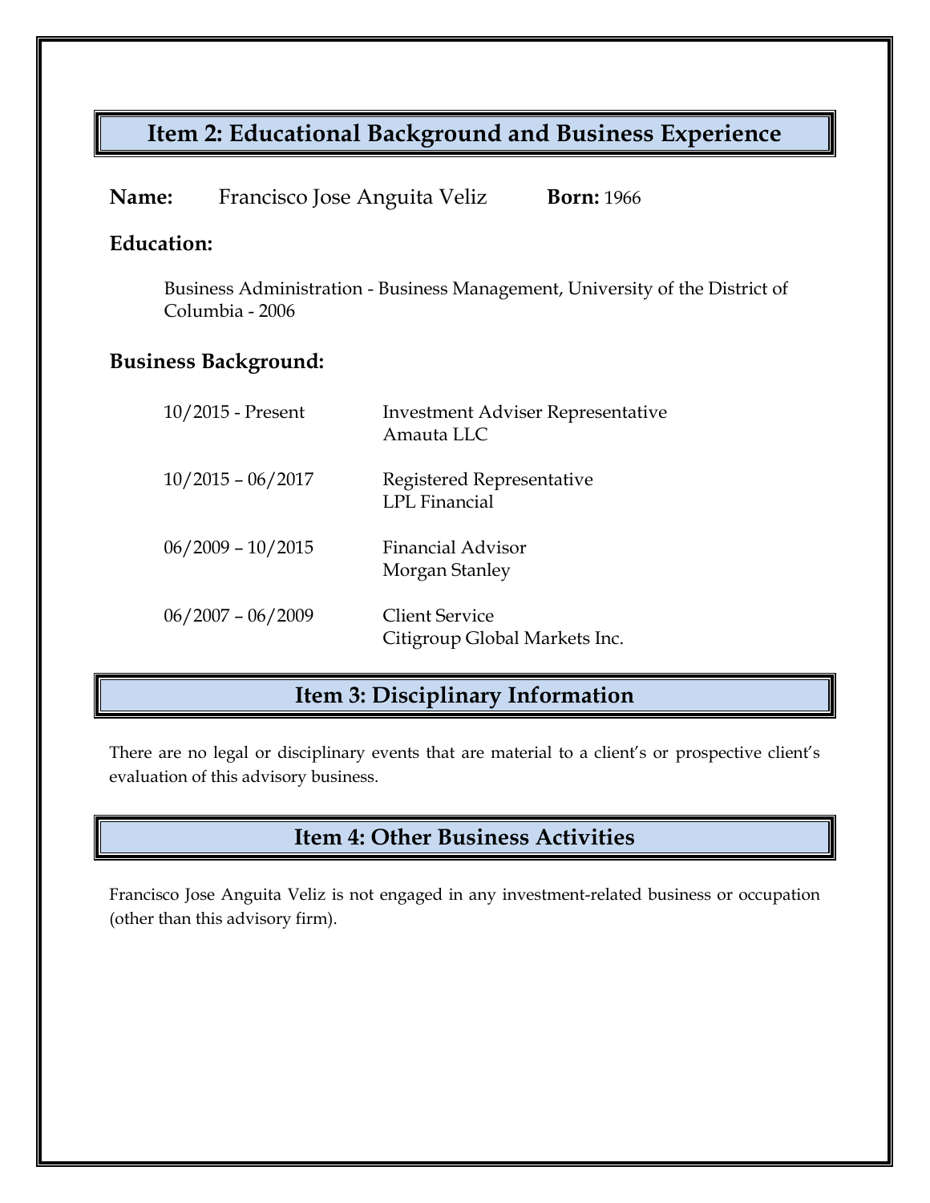## Item 2: Educational Background and Business Experience

**Name:** Francisco Jose Anguita Veliz **Born:** 1966

**Education:**

Business Administration - Business Management, University of the District of Columbia - 2006

**Business Background:**

| | |
|---|---|
| 10/2015 - Present | Investment Adviser Representative<br>Amauta LLC |
| 10/2015 – 06/2017 | Registered Representative<br>LPL Financial |
| 06/2009 – 10/2015 | Financial Advisor<br>Morgan Stanley |
| 06/2007 – 06/2009 | Client Service<br>Citigroup Global Markets Inc. |

## Item 3: Disciplinary Information

There are no legal or disciplinary events that are material to a client's or prospective client's evaluation of this advisory business.

## Item 4: Other Business Activities

Francisco Jose Anguita Veliz is not engaged in any investment-related business or occupation (other than this advisory firm).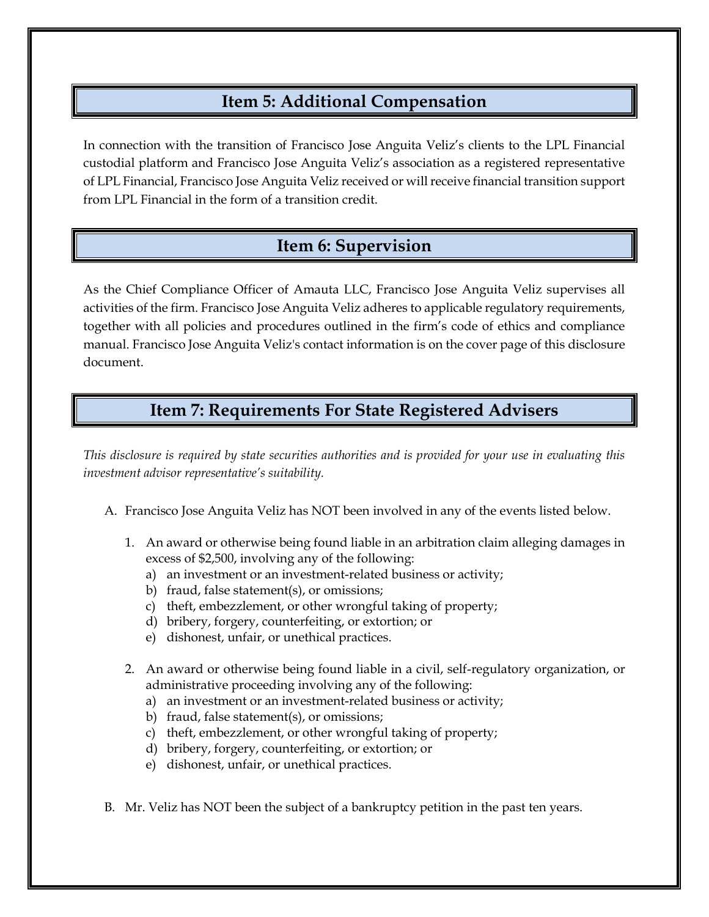## Item 5: Additional Compensation

In connection with the transition of Francisco Jose Anguita Veliz's clients to the LPL Financial custodial platform and Francisco Jose Anguita Veliz's association as a registered representative of LPL Financial, Francisco Jose Anguita Veliz received or will receive financial transition support from LPL Financial in the form of a transition credit.

## Item 6: Supervision

As the Chief Compliance Officer of Amauta LLC, Francisco Jose Anguita Veliz supervises all activities of the firm. Francisco Jose Anguita Veliz adheres to applicable regulatory requirements, together with all policies and procedures outlined in the firm's code of ethics and compliance manual. Francisco Jose Anguita Veliz's contact information is on the cover page of this disclosure document.

## Item 7: Requirements For State Registered Advisers

*This disclosure is required by state securities authorities and is provided for your use in evaluating this investment advisor representative's suitability.*

A. Francisco Jose Anguita Veliz has NOT been involved in any of the events listed below.

   1. An award or otherwise being found liable in an arbitration claim alleging damages in excess of $2,500, involving any of the following:
      a) an investment or an investment-related business or activity;
      b) fraud, false statement(s), or omissions;
      c) theft, embezzlement, or other wrongful taking of property;
      d) bribery, forgery, counterfeiting, or extortion; or
      e) dishonest, unfair, or unethical practices.

   2. An award or otherwise being found liable in a civil, self-regulatory organization, or administrative proceeding involving any of the following:
      a) an investment or an investment-related business or activity;
      b) fraud, false statement(s), or omissions;
      c) theft, embezzlement, or other wrongful taking of property;
      d) bribery, forgery, counterfeiting, or extortion; or
      e) dishonest, unfair, or unethical practices.

B. Mr. Veliz has NOT been the subject of a bankruptcy petition in the past ten years.